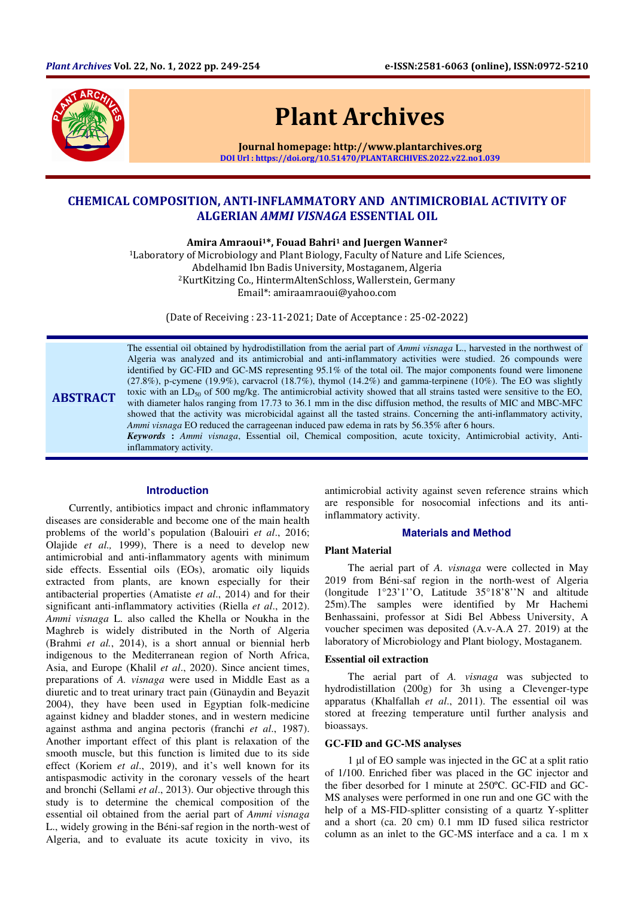# CHEMICAL COMPOSITION, ANTI-INFLAMMATORY AND ANTIMICROBIAL ACTIVITY OF ALGERIAN *AMMI VISNAGA* ESSENTIAL OIL

**Amira Amraoui[1]\*, Fouad Bahri[1] and Juergen Wanner[2]**

[1]Laboratory of Microbiology and Plant Biology, Faculty of Nature and Life Sciences, Abdelhamid Ibn Badis University, Mostaganem, Algeria

[2]KurtKitzing Co., HintermAltenSchloss, Wallerstein, Germany

Email*: amiraamraoui@yahoo.com

(Date of Receiving : 23-11-2021; Date of Acceptance : 25-02-2022)

## ABSTRACT

The essential oil obtained by hydrodistillation from the aerial part of *Ammi visnaga* L., harvested in the northwest of Algeria was analyzed and its antimicrobial and anti-inflammatory activities were studied. 26 compounds were identified by GC-FID and GC-MS representing 95.1% of the total oil. The major components found were limonene (27.8%), p-cymene (19.9%), carvacrol (18.7%), thymol (14.2%) and gamma-terpinene (10%). The EO was slightly toxic with an $LD_{50}$ of 500 mg/kg. The antimicrobial activity showed that all strains tasted were sensitive to the EO, with diameter halos ranging from 17.73 to 36.1 mm in the disc diffusion method, the results of MIC and MBC-MFC showed that the activity was microbicidal against all the tasted strains. Concerning the anti-inflammatory activity, *Ammi visnaga* EO reduced the carrageenan induced paw edema in rats by 56.35% after 6 hours.

***Keywords*** **:** *Ammi visnaga*, Essential oil, Chemical composition, acute toxicity, Antimicrobial activity, Anti-inflammatory activity.

## Introduction

Currently, antibiotics impact and chronic inflammatory diseases are considerable and become one of the main health problems of the world's population (Balouiri *et al*., 2016; Olajide *et al.,* 1999), There is a need to develop new antimicrobial and anti-inflammatory agents with minimum side effects. Essential oils (EOs), aromatic oily liquids extracted from plants, are known especially for their antibacterial properties (Amatiste *et al*., 2014) and for their significant anti-inflammatory activities (Riella *et al*., 2012). *Ammi visnaga* L. also called the Khella or Noukha in the Maghreb is widely distributed in the North of Algeria (Brahmi *et al.*, 2014), is a short annual or biennial herb indigenous to the Mediterranean region of North Africa, Asia, and Europe (Khalil *et al*., 2020). Since ancient times, preparations of *A. visnaga* were used in Middle East as a diuretic and to treat urinary tract pain (Günaydin and Beyazit 2004), they have been used in Egyptian folk-medicine against kidney and bladder stones, and in western medicine against asthma and angina pectoris (franchi *et al*., 1987). Another important effect of this plant is relaxation of the smooth muscle, but this function is limited due to its side effect (Koriem *et al*., 2019), and it's well known for its antispasmodic activity in the coronary vessels of the heart and bronchi (Sellami *et al*., 2013). Our objective through this study is to determine the chemical composition of the essential oil obtained from the aerial part of *Ammi visnaga* L., widely growing in the Béni-saf region in the north-west of Algeria, and to evaluate its acute toxicity in vivo, its antimicrobial activity against seven reference strains which are responsible for nosocomial infections and its anti-inflammatory activity.

## Materials and Method

### Plant Material

The aerial part of *A. visnaga* were collected in May 2019 from Béni-saf region in the north-west of Algeria (longitude 1°23'1''O, Latitude 35°18'8''N and altitude 25m).The samples were identified by Mr Hachemi Benhassaini, professor at Sidi Bel Abbess University, A voucher specimen was deposited (A.v-A.A 27. 2019) at the laboratory of Microbiology and Plant biology, Mostaganem.

### Essential oil extraction

The aerial part of *A. visnaga* was subjected to hydrodistillation (200g) for 3h using a Clevenger-type apparatus (Khalfallah *et al*., 2011). The essential oil was stored at freezing temperature until further analysis and bioassays.

### GC-FID and GC-MS analyses

1 µl of EO sample was injected in the GC at a split ratio of 1/100. Enriched fiber was placed in the GC injector and the fiber desorbed for 1 minute at 250ºC. GC-FID and GC-MS analyses were performed in one run and one GC with the help of a MS-FID-splitter consisting of a quartz Y-splitter and a short (ca. 20 cm) 0.1 mm ID fused silica restrictor column as an inlet to the GC-MS interface and a ca. 1 m x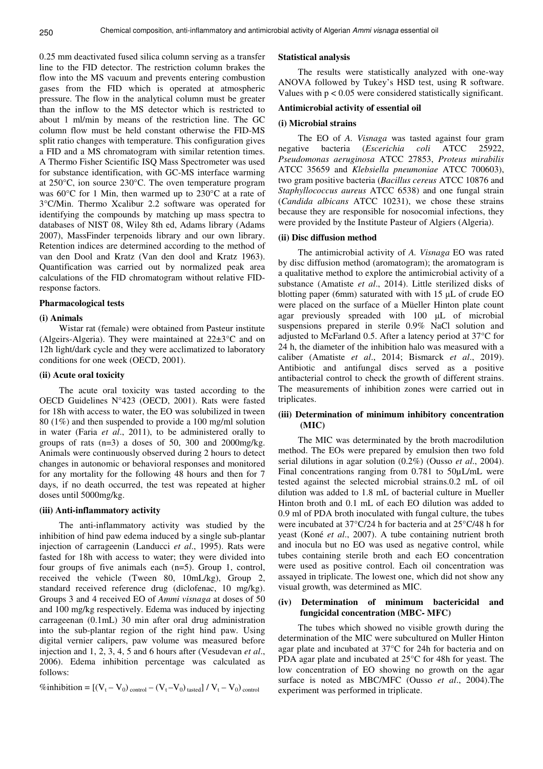0.25 mm deactivated fused silica column serving as a transfer line to the FID detector. The restriction column brakes the flow into the MS vacuum and prevents entering combustion gases from the FID which is operated at atmospheric pressure. The flow in the analytical column must be greater than the inflow to the MS detector which is restricted to about 1 ml/min by means of the restriction line. The GC column flow must be held constant otherwise the FID-MS split ratio changes with temperature. This configuration gives a FID and a MS chromatogram with similar retention times. A Thermo Fisher Scientific ISQ Mass Spectrometer was used for substance identification, with GC-MS interface warming at 250°C, ion source 230°C. The oven temperature program was 60°C for 1 Min, then warmed up to 230°C at a rate of 3°C/Min. Thermo Xcalibur 2.2 software was operated for identifying the compounds by matching up mass spectra to databases of NIST 08, Wiley 8th ed, Adams library (Adams 2007), MassFinder terpenoids library and our own library. Retention indices are determined according to the method of van den Dool and Kratz (Van den dool and Kratz 1963). Quantification was carried out by normalized peak area calculations of the FID chromatogram without relative FID-response factors.

**Pharmacological tests**

**(i) Animals**

Wistar rat (female) were obtained from Pasteur institute (Algeirs-Algeria). They were maintained at 22±3°C and on 12h light/dark cycle and they were acclimatized to laboratory conditions for one week (OECD, 2001).

**(ii) Acute oral toxicity**

The acute oral toxicity was tasted according to the OECD Guidelines N°423 (OECD, 2001). Rats were fasted for 18h with access to water, the EO was solubilized in tween 80 (1%) and then suspended to provide a 100 mg/ml solution in water (Faria *et al*., 2011), to be administered orally to groups of rats (n=3) a doses of 50, 300 and 2000mg/kg. Animals were continuously observed during 2 hours to detect changes in autonomic or behavioral responses and monitored for any mortality for the following 48 hours and then for 7 days, if no death occurred, the test was repeated at higher doses until 5000mg/kg.

**(iii) Anti-inflammatory activity**

The anti-inflammatory activity was studied by the inhibition of hind paw edema induced by a single sub-plantar injection of carrageenin (Landucci *et al*., 1995). Rats were fasted for 18h with access to water; they were divided into four groups of five animals each (n=5). Group 1, control, received the vehicle (Tween 80, 10mL/kg), Group 2, standard received reference drug (diclofenac, 10 mg/kg). Groups 3 and 4 received EO of *Ammi visnaga* at doses of 50 and 100 mg/kg respectively. Edema was induced by injecting carrageenan (0.1mL) 30 min after oral drug administration into the sub-plantar region of the right hind paw. Using digital vernier calipers, paw volume was measured before injection and 1, 2, 3, 4, 5 and 6 hours after (Vesudevan *et al*., 2006). Edema inhibition percentage was calculated as follows:

$$\%\text{inhibition} = [(V_t - V_0)_{\text{control}} - (V_t - V_0)_{\text{tasted}}] / V_t - V_0)_{\text{control}}$$

**Statistical analysis**

The results were statistically analyzed with one-way ANOVA followed by Tukey's HSD test, using R software. Values with $p < 0.05$ were considered statistically significant.

**Antimicrobial activity of essential oil**

**(i) Microbial strains**

The EO of *A. Visnaga* was tasted against four gram negative bacteria (*Escerichia coli* ATCC 25922, *Pseudomonas aeruginosa* ATCC 27853, *Proteus mirabilis* ATCC 35659 and *Klebsiella pneumoniae* ATCC 700603), two gram positive bacteria (*Bacillus cereus* ATCC 10876 and *Staphyllococcus aureus* ATCC 6538) and one fungal strain (*Candida albicans* ATCC 10231), we chose these strains because they are responsible for nosocomial infections, they were provided by the Institute Pasteur of Algiers (Algeria).

**(ii) Disc diffusion method**

The antimicrobial activity of *A. Visnaga* EO was rated by disc diffusion method (aromatogram); the aromatogram is a qualitative method to explore the antimicrobial activity of a substance (Amatiste *et al*., 2014). Little sterilized disks of blotting paper (6mm) saturated with with 15 µL of crude EO were placed on the surface of a Müeller Hinton plate count agar previously spreaded with 100 µL of microbial suspensions prepared in sterile 0.9% NaCl solution and adjusted to McFarland 0.5. After a latency period at 37°C for 24 h, the diameter of the inhibition halo was measured with a caliber (Amatiste *et al*., 2014; Bismarck *et al*., 2019). Antibiotic and antifungal discs served as a positive antibacterial control to check the growth of different strains. The measurements of inhibition zones were carried out in triplicates.

**(iii) Determination of minimum inhibitory concentration (MIC)**

The MIC was determined by the broth macrodilution method. The EOs were prepared by emulsion then two fold serial dilutions in agar solution (0.2%) (Ousso *et al*., 2004). Final concentrations ranging from 0.781 to 50µL/mL were tested against the selected microbial strains.0.2 mL of oil dilution was added to 1.8 mL of bacterial culture in Mueller Hinton broth and 0.1 mL of each EO dilution was added to 0.9 ml of PDA broth inoculated with fungal culture, the tubes were incubated at 37°C/24 h for bacteria and at 25°C/48 h for yeast (Koné *et al*., 2007). A tube containing nutrient broth and inocula but no EO was used as negative control, while tubes containing sterile broth and each EO concentration were used as positive control. Each oil concentration was assayed in triplicate. The lowest one, which did not show any visual growth, was determined as MIC.

**(iv) Determination of minimum bactericidal and fungicidal concentration (MBC- MFC)**

The tubes which showed no visible growth during the determination of the MIC were subcultured on Muller Hinton agar plate and incubated at 37°C for 24h for bacteria and on PDA agar plate and incubated at 25°C for 48h for yeast. The low concentration of EO showing no growth on the agar surface is noted as MBC/MFC (Ousso *et al*., 2004).The experiment was performed in triplicate.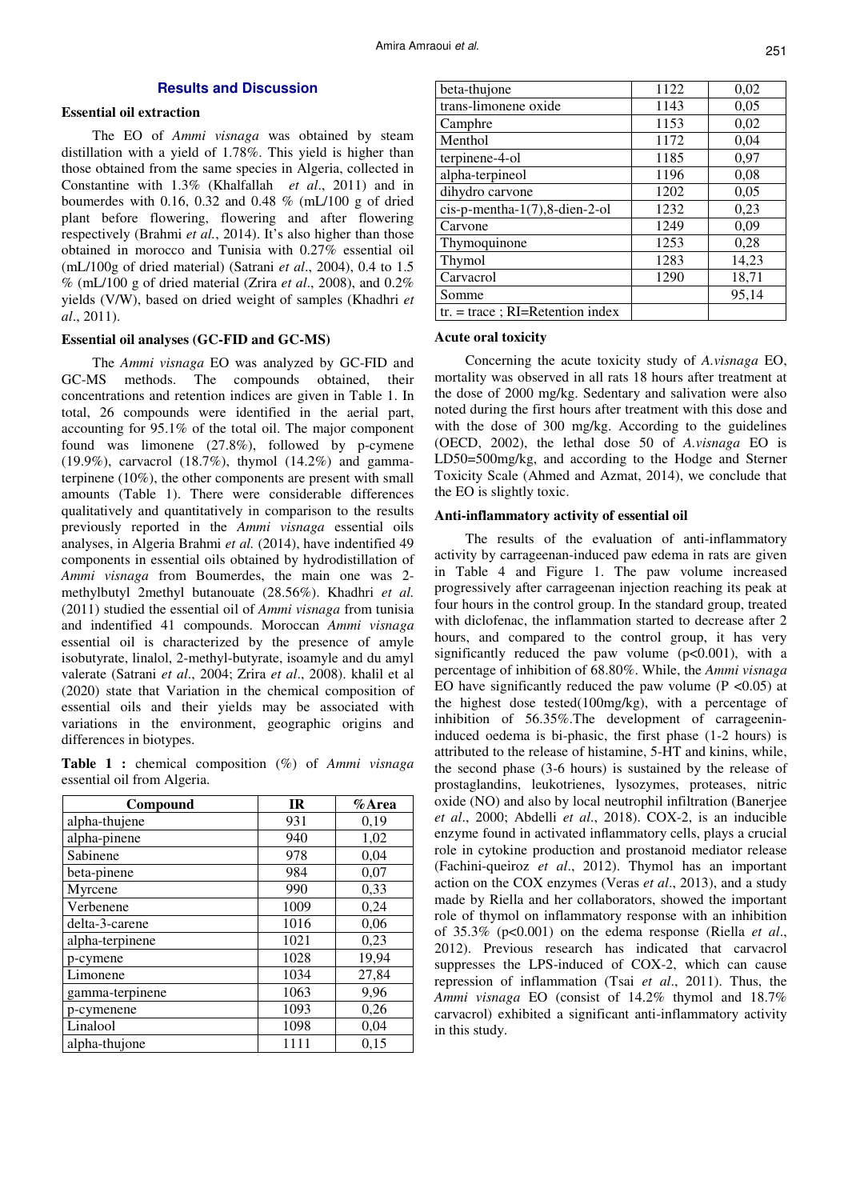## Results and Discussion

### Essential oil extraction

The EO of *Ammi visnaga* was obtained by steam distillation with a yield of 1.78%. This yield is higher than those obtained from the same species in Algeria, collected in Constantine with 1.3% (Khalfallah *et al*., 2011) and in boumerdes with 0.16, 0.32 and 0.48 % (mL/100 g of dried plant before flowering, flowering and after flowering respectively (Brahmi *et al.*, 2014). It's also higher than those obtained in morocco and Tunisia with 0.27% essential oil (mL/100g of dried material) (Satrani *et al*., 2004), 0.4 to 1.5 % (mL/100 g of dried material (Zrira *et al*., 2008), and 0.2% yields (V/W), based on dried weight of samples (Khadhri *et al*., 2011).

### Essential oil analyses (GC-FID and GC-MS)

The *Ammi visnaga* EO was analyzed by GC-FID and GC-MS methods. The compounds obtained, their concentrations and retention indices are given in Table 1. In total, 26 compounds were identified in the aerial part, accounting for 95.1% of the total oil. The major component found was limonene (27.8%), followed by p-cymene (19.9%), carvacrol (18.7%), thymol (14.2%) and gamma-terpinene (10%), the other components are present with small amounts (Table 1). There were considerable differences qualitatively and quantitatively in comparison to the results previously reported in the *Ammi visnaga* essential oils analyses, in Algeria Brahmi *et al.* (2014), have indentified 49 components in essential oils obtained by hydrodistillation of *Ammi visnaga* from Boumerdes, the main one was 2-methylbutyl 2methyl butanouate (28.56%). Khadhri *et al.* (2011) studied the essential oil of *Ammi visnaga* from tunisia and indentified 41 compounds. Moroccan *Ammi visnaga* essential oil is characterized by the presence of amyle isobutyrate, linalol, 2-methyl-butyrate, isoamyle and du amyl valerate (Satrani *et al*., 2004; Zrira *et al*., 2008). khalil et al (2020) state that Variation in the chemical composition of essential oils and their yields may be associated with variations in the environment, geographic origins and differences in biotypes.

**Table 1 :** chemical composition (%) of *Ammi visnaga* essential oil from Algeria.

| Compound | IR | %Area |
|---|---|---|
| alpha-thujene | 931 | 0,19 |
| alpha-pinene | 940 | 1,02 |
| Sabinene | 978 | 0,04 |
| beta-pinene | 984 | 0,07 |
| Myrcene | 990 | 0,33 |
| Verbenene | 1009 | 0,24 |
| delta-3-carene | 1016 | 0,06 |
| alpha-terpinene | 1021 | 0,23 |
| p-cymene | 1028 | 19,94 |
| Limonene | 1034 | 27,84 |
| gamma-terpinene | 1063 | 9,96 |
| p-cymenene | 1093 | 0,26 |
| Linalool | 1098 | 0,04 |
| alpha-thujone | 1111 | 0,15 |
| beta-thujone | 1122 | 0,02 |
| trans-limonene oxide | 1143 | 0,05 |
| Camphre | 1153 | 0,02 |
| Menthol | 1172 | 0,04 |
| terpinene-4-ol | 1185 | 0,97 |
| alpha-terpineol | 1196 | 0,08 |
| dihydro carvone | 1202 | 0,05 |
| cis-p-mentha-1(7),8-dien-2-ol | 1232 | 0,23 |
| Carvone | 1249 | 0,09 |
| Thymoquinone | 1253 | 0,28 |
| Thymol | 1283 | 14,23 |
| Carvacrol | 1290 | 18,71 |
| Somme | | 95,14 |
| tr. = trace ; RI=Retention index | | |

### Acute oral toxicity

Concerning the acute toxicity study of *A.visnaga* EO, mortality was observed in all rats 18 hours after treatment at the dose of 2000 mg/kg. Sedentary and salivation were also noted during the first hours after treatment with this dose and with the dose of 300 mg/kg. According to the guidelines (OECD, 2002), the lethal dose 50 of *A.visnaga* EO is LD50=500mg/kg, and according to the Hodge and Sterner Toxicity Scale (Ahmed and Azmat, 2014), we conclude that the EO is slightly toxic.

### Anti-inflammatory activity of essential oil

The results of the evaluation of anti-inflammatory activity by carrageenan-induced paw edema in rats are given in Table 4 and Figure 1. The paw volume increased progressively after carrageenan injection reaching its peak at four hours in the control group. In the standard group, treated with diclofenac, the inflammation started to decrease after 2 hours, and compared to the control group, it has very significantly reduced the paw volume ($p<0.001$), with a percentage of inhibition of 68.80%. While, the *Ammi visnaga* EO have significantly reduced the paw volume ($P <0.05$) at the highest dose tested(100mg/kg), with a percentage of inhibition of 56.35%.The development of carrageenin-induced oedema is bi-phasic, the first phase (1-2 hours) is attributed to the release of histamine, 5-HT and kinins, while, the second phase (3-6 hours) is sustained by the release of prostaglandins, leukotrienes, lysozymes, proteases, nitric oxide (NO) and also by local neutrophil infiltration (Banerjee *et al*., 2000; Abdelli *et al*., 2018). COX-2, is an inducible enzyme found in activated inflammatory cells, plays a crucial role in cytokine production and prostanoid mediator release (Fachini-queiroz *et al*., 2012). Thymol has an important action on the COX enzymes (Veras *et al*., 2013), and a study made by Riella and her collaborators, showed the important role of thymol on inflammatory response with an inhibition of 35.3% ($p<0.001$) on the edema response (Riella *et al*., 2012). Previous research has indicated that carvacrol suppresses the LPS-induced of COX-2, which can cause repression of inflammation (Tsai *et al*., 2011). Thus, the *Ammi visnaga* EO (consist of 14.2% thymol and 18.7% carvacrol) exhibited a significant anti-inflammatory activity in this study.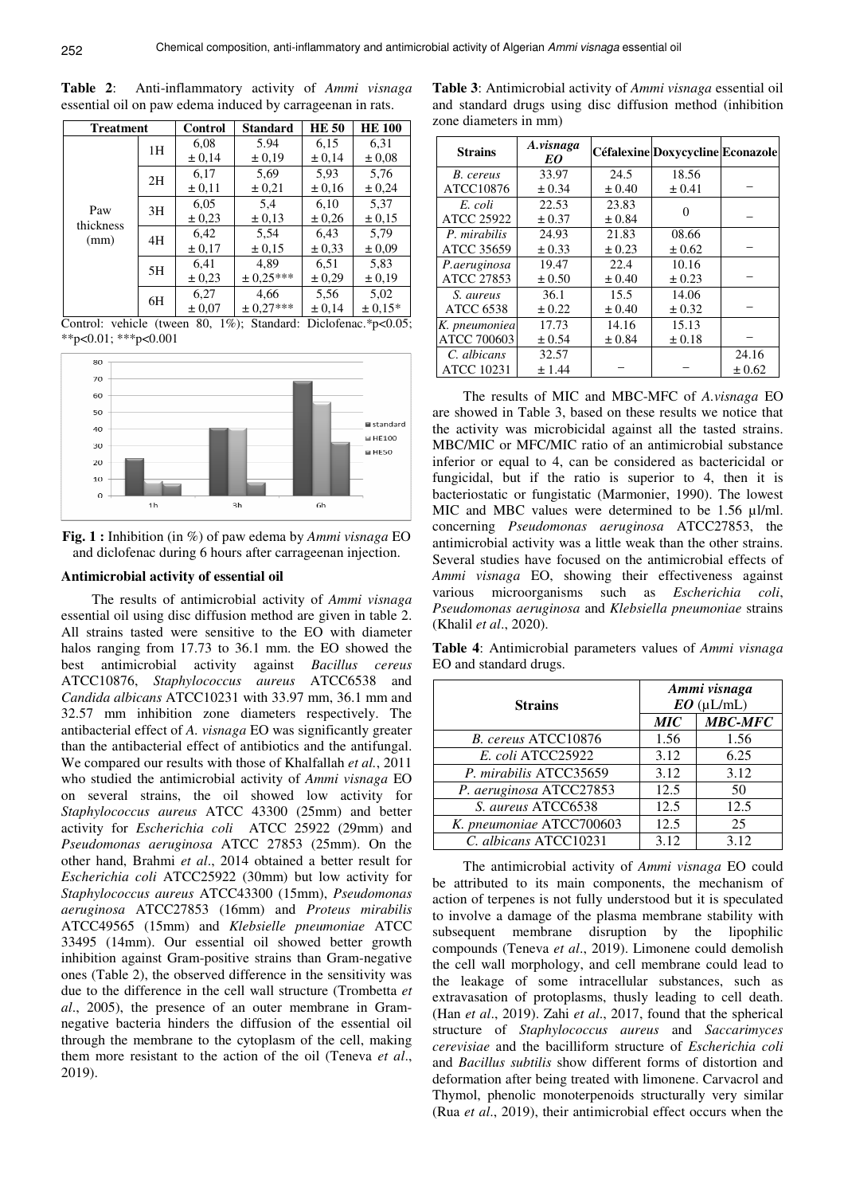**Table 2**: Anti-inflammatory activity of *Ammi visnaga* essential oil on paw edema induced by carrageenan in rats.

| Treatment | | Control | Standard | HE 50 | HE 100 |
|---|---|---|---|---|---|
| Paw thickness (mm) | 1H | 6,08 ± 0,14 | 5.94 ± 0,19 | 6,15 ± 0,14 | 6,31 ± 0,08 |
| | 2H | 6,17 ± 0,11 | 5,69 ± 0,21 | 5,93 ± 0,16 | 5,76 ± 0,24 |
| | 3H | 6,05 ± 0,23 | 5,4 ± 0,13 | 6,10 ± 0,26 | 5,37 ± 0,15 |
| | 4H | 6,42 ± 0,17 | 5,54 ± 0,15 | 6,43 ± 0,33 | 5,79 ± 0,09 |
| | 5H | 6,41 ± 0,23 | 4,89 ± 0,25*** | 6,51 ± 0,29 | 5,83 ± 0,19 |
| | 6H | 6,27 ± 0,07 | 4,66 ± 0,27*** | 5,56 ± 0,14 | 5,02 ± 0,15* |

Control: vehicle (tween 80, 1%); Standard: Diclofenac.*$p<0.05$; **$p<0.01$; ***$p<0.001$

**Fig. 1 :** Inhibition (in %) of paw edema by *Ammi visnaga* EO and diclofenac during 6 hours after carrageenan injection.

### Antimicrobial activity of essential oil

The results of antimicrobial activity of *Ammi visnaga* essential oil using disc diffusion method are given in table 2. All strains tasted were sensitive to the EO with diameter halos ranging from 17.73 to 36.1 mm. the EO showed the best antimicrobial activity against *Bacillus cereus* ATCC10876, *Staphylococcus aureus* ATCC6538 and *Candida albicans* ATCC10231 with 33.97 mm, 36.1 mm and 32.57 mm inhibition zone diameters respectively. The antibacterial effect of *A. visnaga* EO was significantly greater than the antibacterial effect of antibiotics and the antifungal. We compared our results with those of Khalfallah *et al.*, 2011 who studied the antimicrobial activity of *Ammi visnaga* EO on several strains, the oil showed low activity for *Staphylococcus aureus* ATCC 43300 (25mm) and better activity for *Escherichia coli* ATCC 25922 (29mm) and *Pseudomonas aeruginosa* ATCC 27853 (25mm). On the other hand, Brahmi *et al*., 2014 obtained a better result for *Escherichia coli* ATCC25922 (30mm) but low activity for *Staphylococcus aureus* ATCC43300 (15mm), *Pseudomonas aeruginosa* ATCC27853 (16mm) and *Proteus mirabilis* ATCC49565 (15mm) and *Klebsielle pneumoniae* ATCC 33495 (14mm). Our essential oil showed better growth inhibition against Gram-positive strains than Gram-negative ones (Table 2), the observed difference in the sensitivity was due to the difference in the cell wall structure (Trombetta *et al*., 2005), the presence of an outer membrane in Gram-negative bacteria hinders the diffusion of the essential oil through the membrane to the cytoplasm of the cell, making them more resistant to the action of the oil (Teneva *et al*., 2019).

**Table 3**: Antimicrobial activity of *Ammi visnaga* essential oil and standard drugs using disc diffusion method (inhibition zone diameters in mm)

| Strains | *A.visnaga EO* | Céfalexine | Doxycycline | Econazole |
|---|---|---|---|---|
| *B. cereus* ATCC10876 | 33.97 ± 0.34 | 24.5 ± 0.40 | 18.56 ± 0.41 | – |
| *E. coli* ATCC 25922 | 22.53 ± 0.37 | 23.83 ± 0.84 | 0 | – |
| *P. mirabilis* ATCC 35659 | 24.93 ± 0.33 | 21.83 ± 0.23 | 08.66 ± 0.62 | – |
| *P.aeruginosa* ATCC 27853 | 19.47 ± 0.50 | 22.4 ± 0.40 | 10.16 ± 0.23 | – |
| *S. aureus* ATCC 6538 | 36.1 ± 0.22 | 15.5 ± 0.40 | 14.06 ± 0.32 | – |
| *K. pneumoniea* ATCC 700603 | 17.73 ± 0.54 | 14.16 ± 0.84 | 15.13 ± 0.18 | – |
| *C. albicans* ATCC 10231 | 32.57 ± 1.44 | – | – | 24.16 ± 0.62 |

The results of MIC and MBC-MFC of *A.visnaga* EO are showed in Table 3, based on these results we notice that the activity was microbicidal against all the tasted strains. MBC/MIC or MFC/MIC ratio of an antimicrobial substance inferior or equal to 4, can be considered as bactericidal or fungicidal, but if the ratio is superior to 4, then it is bacteriostatic or fungistatic (Marmonier, 1990). The lowest MIC and MBC values were determined to be 1.56 µl/ml. concerning *Pseudomonas aeruginosa* ATCC27853, the antimicrobial activity was a little weak than the other strains. Several studies have focused on the antimicrobial effects of *Ammi visnaga* EO, showing their effectiveness against various microorganisms such as *Escherichia coli*, *Pseudomonas aeruginosa* and *Klebsiella pneumoniae* strains (Khalil *et al*., 2020).

**Table 4**: Antimicrobial parameters values of *Ammi visnaga* EO and standard drugs.

| Strains | *Ammi visnaga EO* (µL/mL) | |
|---|---|---|
| | ***MIC*** | ***MBC-MFC*** |
| *B. cereus* ATCC10876 | 1.56 | 1.56 |
| *E. coli* ATCC25922 | 3.12 | 6.25 |
| *P. mirabilis* ATCC35659 | 3.12 | 3.12 |
| *P. aeruginosa* ATCC27853 | 12.5 | 50 |
| *S. aureus* ATCC6538 | 12.5 | 12.5 |
| *K. pneumoniae* ATCC700603 | 12.5 | 25 |
| *C. albicans* ATCC10231 | 3.12 | 3.12 |

The antimicrobial activity of *Ammi visnaga* EO could be attributed to its main components, the mechanism of action of terpenes is not fully understood but it is speculated to involve a damage of the plasma membrane stability with subsequent membrane disruption by the lipophilic compounds (Teneva *et al*., 2019). Limonene could demolish the cell wall morphology, and cell membrane could lead to the leakage of some intracellular substances, such as extravasation of protoplasms, thusly leading to cell death. (Han *et al*., 2019). Zahi *et al*., 2017, found that the spherical structure of *Staphylococcus aureus* and *Saccarimyces cerevisiae* and the bacilliform structure of *Escherichia coli* and *Bacillus subtilis* show different forms of distortion and deformation after being treated with limonene. Carvacrol and Thymol, phenolic monoterpenoids structurally very similar (Rua *et al*., 2019), their antimicrobial effect occurs when the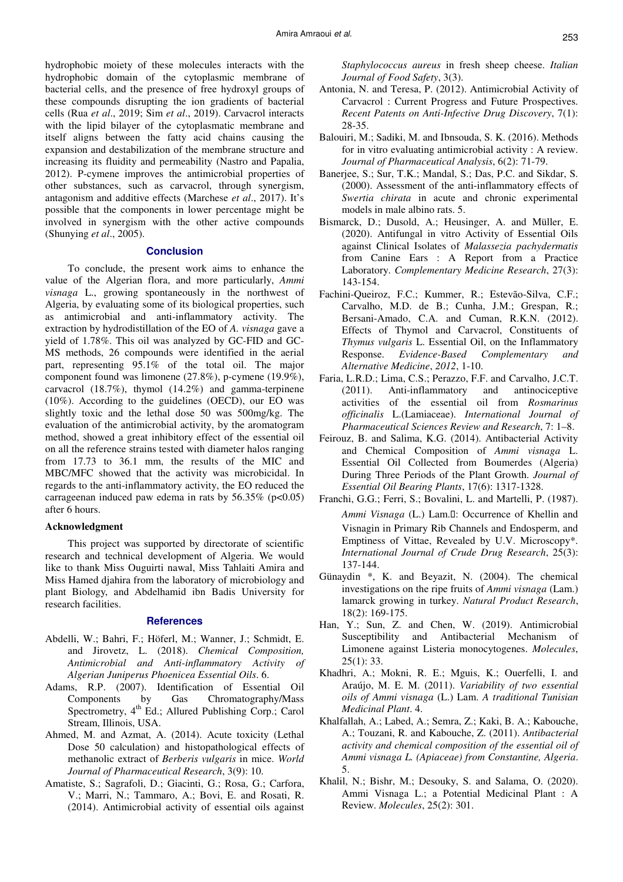hydrophobic moiety of these molecules interacts with the hydrophobic domain of the cytoplasmic membrane of bacterial cells, and the presence of free hydroxyl groups of these compounds disrupting the ion gradients of bacterial cells (Rua *et al*., 2019; Sim *et al*., 2019). Carvacrol interacts with the lipid bilayer of the cytoplasmatic membrane and itself aligns between the fatty acid chains causing the expansion and destabilization of the membrane structure and increasing its fluidity and permeability (Nastro and Papalia, 2012). P-cymene improves the antimicrobial properties of other substances, such as carvacrol, through synergism, antagonism and additive effects (Marchese *et al*., 2017). It's possible that the components in lower percentage might be involved in synergism with the other active compounds (Shunying *et al*., 2005).

## Conclusion

To conclude, the present work aims to enhance the value of the Algerian flora, and more particularly, *Ammi visnaga* L., growing spontaneously in the northwest of Algeria, by evaluating some of its biological properties, such as antimicrobial and anti-inflammatory activity. The extraction by hydrodistillation of the EO of *A. visnaga* gave a yield of 1.78%. This oil was analyzed by GC-FID and GC-MS methods, 26 compounds were identified in the aerial part, representing 95.1% of the total oil. The major component found was limonene (27.8%), p-cymene (19.9%), carvacrol (18.7%), thymol (14.2%) and gamma-terpinene (10%). According to the guidelines (OECD), our EO was slightly toxic and the lethal dose 50 was 500mg/kg. The evaluation of the antimicrobial activity, by the aromatogram method, showed a great inhibitory effect of the essential oil on all the reference strains tested with diameter halos ranging from 17.73 to 36.1 mm, the results of the MIC and MBC/MFC showed that the activity was microbicidal. In regards to the anti-inflammatory activity, the EO reduced the carrageenan induced paw edema in rats by 56.35% ($p<0.05$) after 6 hours.

### Acknowledgment

This project was supported by directorate of scientific research and technical development of Algeria. We would like to thank Miss Ouguirti nawal, Miss Tahlaiti Amira and Miss Hamed djahira from the laboratory of microbiology and plant Biology, and Abdelhamid ibn Badis University for research facilities.

## References

Abdelli, W.; Bahri, F.; Höferl, M.; Wanner, J.; Schmidt, E. and Jirovetz, L. (2018). *Chemical Composition, Antimicrobial and Anti-inflammatory Activity of Algerian Juniperus Phoenicea Essential Oils*. 6.

Adams, R.P. (2007). Identification of Essential Oil Components by Gas Chromatography/Mass Spectrometry, 4th Ed.; Allured Publishing Corp.; Carol Stream, Illinois, USA.

Ahmed, M. and Azmat, A. (2014). Acute toxicity (Lethal Dose 50 calculation) and histopathological effects of methanolic extract of *Berberis vulgaris* in mice. *World Journal of Pharmaceutical Research*, 3(9): 10.

Amatiste, S.; Sagrafoli, D.; Giacinti, G.; Rosa, G.; Carfora, V.; Marri, N.; Tammaro, A.; Bovi, E. and Rosati, R. (2014). Antimicrobial activity of essential oils against *Staphylococcus aureus* in fresh sheep cheese. *Italian Journal of Food Safety*, 3(3).

Antonia, N. and Teresa, P. (2012). Antimicrobial Activity of Carvacrol : Current Progress and Future Prospectives. *Recent Patents on Anti-Infective Drug Discovery*, 7(1): 28-35.

Balouiri, M.; Sadiki, M. and Ibnsouda, S. K. (2016). Methods for in vitro evaluating antimicrobial activity : A review. *Journal of Pharmaceutical Analysis*, 6(2): 71-79.

Banerjee, S.; Sur, T.K.; Mandal, S.; Das, P.C. and Sikdar, S. (2000). Assessment of the anti-inflammatory effects of *Swertia chirata* in acute and chronic experimental models in male albino rats. 5.

Bismarck, D.; Dusold, A.; Heusinger, A. and Müller, E. (2020). Antifungal in vitro Activity of Essential Oils against Clinical Isolates of *Malassezia pachydermatis* from Canine Ears : A Report from a Practice Laboratory. *Complementary Medicine Research*, 27(3): 143-154.

Fachini-Queiroz, F.C.; Kummer, R.; Estevão-Silva, C.F.; Carvalho, M.D. de B.; Cunha, J.M.; Grespan, R.; Bersani-Amado, C.A. and Cuman, R.K.N. (2012). Effects of Thymol and Carvacrol, Constituents of *Thymus vulgaris* L. Essential Oil, on the Inflammatory Response. *Evidence-Based Complementary and Alternative Medicine*, *2012*, 1-10.

Faria, L.R.D.; Lima, C.S.; Perazzo, F.F. and Carvalho, J.C.T. (2011). Anti-inflammatory and antinociceptive activities of the essential oil from *Rosmarinus officinalis* L.(Lamiaceae). *International Journal of Pharmaceutical Sciences Review and Research*, 7: 1–8.

Feirouz, B. and Salima, K.G. (2014). Antibacterial Activity and Chemical Composition of *Ammi visnaga* L. Essential Oil Collected from Boumerdes (Algeria) During Three Periods of the Plant Growth. *Journal of Essential Oil Bearing Plants*, 17(6): 1317-1328.

Franchi, G.G.; Ferri, S.; Bovalini, L. and Martelli, P. (1987). *Ammi Visnaga* (L.) Lam.: Occurrence of Khellin and Visnagin in Primary Rib Channels and Endosperm, and Emptiness of Vittae, Revealed by U.V. Microscopy*. *International Journal of Crude Drug Research*, 25(3): 137-144.

Günaydin *, K. and Beyazit, N. (2004). The chemical investigations on the ripe fruits of *Ammi visnaga* (Lam.) lamarck growing in turkey. *Natural Product Research*, 18(2): 169-175.

Han, Y.; Sun, Z. and Chen, W. (2019). Antimicrobial Susceptibility and Antibacterial Mechanism of Limonene against Listeria monocytogenes. *Molecules*, 25(1): 33.

Khadhri, A.; Mokni, R. E.; Mguis, K.; Ouerfelli, I. and Araújo, M. E. M. (2011). *Variability of two essential oils of Ammi visnaga* (L.) Lam. *A traditional Tunisian Medicinal Plant*. 4.

Khalfallah, A.; Labed, A.; Semra, Z.; Kaki, B. A.; Kabouche, A.; Touzani, R. and Kabouche, Z. (2011). *Antibacterial activity and chemical composition of the essential oil of Ammi visnaga L. (Apiaceae) from Constantine, Algeria*. 5.

Khalil, N.; Bishr, M.; Desouky, S. and Salama, O. (2020). Ammi Visnaga L.; a Potential Medicinal Plant : A Review. *Molecules*, 25(2): 301.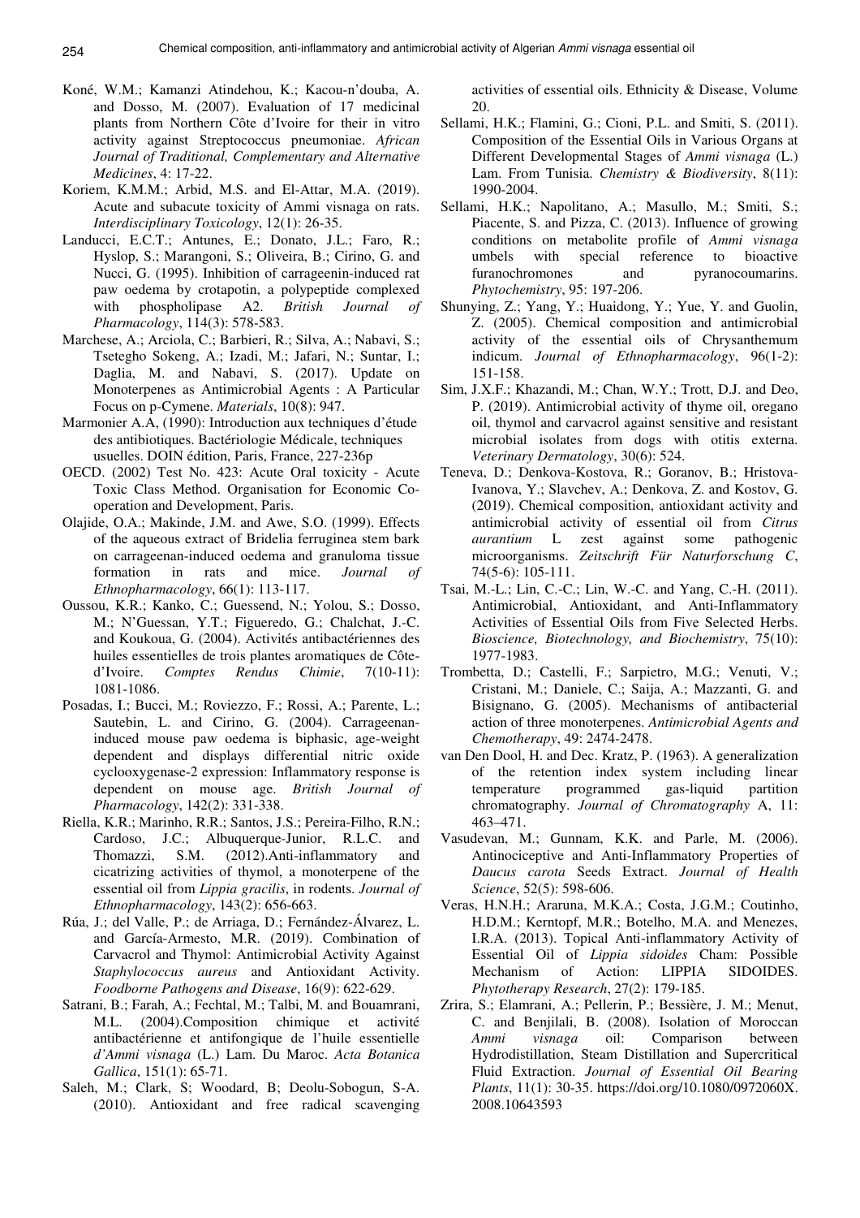Koné, W.M.; Kamanzi Atindehou, K.; Kacou-n'douba, A. and Dosso, M. (2007). Evaluation of 17 medicinal plants from Northern Côte d'Ivoire for their in vitro activity against Streptococcus pneumoniae. *African Journal of Traditional, Complementary and Alternative Medicines*, 4: 17-22.

Koriem, K.M.M.; Arbid, M.S. and El-Attar, M.A. (2019). Acute and subacute toxicity of Ammi visnaga on rats. *Interdisciplinary Toxicology*, 12(1): 26-35.

Landucci, E.C.T.; Antunes, E.; Donato, J.L.; Faro, R.; Hyslop, S.; Marangoni, S.; Oliveira, B.; Cirino, G. and Nucci, G. (1995). Inhibition of carrageenin-induced rat paw oedema by crotapotin, a polypeptide complexed with phospholipase A2. *British Journal of Pharmacology*, 114(3): 578-583.

Marchese, A.; Arciola, C.; Barbieri, R.; Silva, A.; Nabavi, S.; Tsetegho Sokeng, A.; Izadi, M.; Jafari, N.; Suntar, I.; Daglia, M. and Nabavi, S. (2017). Update on Monoterpenes as Antimicrobial Agents : A Particular Focus on p-Cymene. *Materials*, 10(8): 947.

Marmonier A.A, (1990): Introduction aux techniques d'étude des antibiotiques. Bactériologie Médicale, techniques usuelles. DOIN édition, Paris, France, 227-236p

OECD. (2002) Test No. 423: Acute Oral toxicity - Acute Toxic Class Method. Organisation for Economic Co-operation and Development, Paris.

Olajide, O.A.; Makinde, J.M. and Awe, S.O. (1999). Effects of the aqueous extract of Bridelia ferruginea stem bark on carrageenan-induced oedema and granuloma tissue formation in rats and mice. *Journal of Ethnopharmacology*, 66(1): 113-117.

Oussou, K.R.; Kanko, C.; Guessend, N.; Yolou, S.; Dosso, M.; N'Guessan, Y.T.; Figueredo, G.; Chalchat, J.-C. and Koukoua, G. (2004). Activités antibactériennes des huiles essentielles de trois plantes aromatiques de Côte-d'Ivoire. *Comptes Rendus Chimie*, 7(10-11): 1081-1086.

Posadas, I.; Bucci, M.; Roviezzo, F.; Rossi, A.; Parente, L.; Sautebin, L. and Cirino, G. (2004). Carrageenan-induced mouse paw oedema is biphasic, age-weight dependent and displays differential nitric oxide cyclooxygenase-2 expression: Inflammatory response is dependent on mouse age. *British Journal of Pharmacology*, 142(2): 331-338.

Riella, K.R.; Marinho, R.R.; Santos, J.S.; Pereira-Filho, R.N.; Cardoso, J.C.; Albuquerque-Junior, R.L.C. and Thomazzi, S.M. (2012).Anti-inflammatory and cicatrizing activities of thymol, a monoterpene of the essential oil from *Lippia gracilis*, in rodents. *Journal of Ethnopharmacology*, 143(2): 656-663.

Rúa, J.; del Valle, P.; de Arriaga, D.; Fernández-Álvarez, L. and García-Armesto, M.R. (2019). Combination of Carvacrol and Thymol: Antimicrobial Activity Against *Staphylococcus aureus* and Antioxidant Activity. *Foodborne Pathogens and Disease*, 16(9): 622-629.

Satrani, B.; Farah, A.; Fechtal, M.; Talbi, M. and Bouamrani, M.L. (2004).Composition chimique et activité antibactérienne et antifongique de l'huile essentielle *d'Ammi visnaga* (L.) Lam. Du Maroc. *Acta Botanica Gallica*, 151(1): 65-71.

Saleh, M.; Clark, S; Woodard, B; Deolu-Sobogun, S-A. (2010). Antioxidant and free radical scavenging activities of essential oils. Ethnicity & Disease, Volume 20.

Sellami, H.K.; Flamini, G.; Cioni, P.L. and Smiti, S. (2011). Composition of the Essential Oils in Various Organs at Different Developmental Stages of *Ammi visnaga* (L.) Lam. From Tunisia. *Chemistry & Biodiversity*, 8(11): 1990-2004.

Sellami, H.K.; Napolitano, A.; Masullo, M.; Smiti, S.; Piacente, S. and Pizza, C. (2013). Influence of growing conditions on metabolite profile of *Ammi visnaga* umbels with special reference to bioactive furanochromones and pyranocoumarins. *Phytochemistry*, 95: 197-206.

Shunying, Z.; Yang, Y.; Huaidong, Y.; Yue, Y. and Guolin, Z. (2005). Chemical composition and antimicrobial activity of the essential oils of Chrysanthemum indicum. *Journal of Ethnopharmacology*, 96(1-2): 151-158.

Sim, J.X.F.; Khazandi, M.; Chan, W.Y.; Trott, D.J. and Deo, P. (2019). Antimicrobial activity of thyme oil, oregano oil, thymol and carvacrol against sensitive and resistant microbial isolates from dogs with otitis externa. *Veterinary Dermatology*, 30(6): 524.

Teneva, D.; Denkova-Kostova, R.; Goranov, B.; Hristova-Ivanova, Y.; Slavchev, A.; Denkova, Z. and Kostov, G. (2019). Chemical composition, antioxidant activity and antimicrobial activity of essential oil from *Citrus aurantium* L zest against some pathogenic microorganisms. *Zeitschrift Für Naturforschung C*, 74(5-6): 105-111.

Tsai, M.-L.; Lin, C.-C.; Lin, W.-C. and Yang, C.-H. (2011). Antimicrobial, Antioxidant, and Anti-Inflammatory Activities of Essential Oils from Five Selected Herbs. *Bioscience, Biotechnology, and Biochemistry*, 75(10): 1977-1983.

Trombetta, D.; Castelli, F.; Sarpietro, M.G.; Venuti, V.; Cristani, M.; Daniele, C.; Saija, A.; Mazzanti, G. and Bisignano, G. (2005). Mechanisms of antibacterial action of three monoterpenes. *Antimicrobial Agents and Chemotherapy*, 49: 2474-2478.

van Den Dool, H. and Dec. Kratz, P. (1963). A generalization of the retention index system including linear temperature programmed gas-liquid partition chromatography. *Journal of Chromatography* A, 11: 463–471.

Vasudevan, M.; Gunnam, K.K. and Parle, M. (2006). Antinociceptive and Anti-Inflammatory Properties of *Daucus carota* Seeds Extract. *Journal of Health Science*, 52(5): 598-606.

Veras, H.N.H.; Araruna, M.K.A.; Costa, J.G.M.; Coutinho, H.D.M.; Kerntopf, M.R.; Botelho, M.A. and Menezes, I.R.A. (2013). Topical Anti-inflammatory Activity of Essential Oil of *Lippia sidoides* Cham: Possible Mechanism of Action: LIPPIA SIDOIDES. *Phytotherapy Research*, 27(2): 179-185.

Zrira, S.; Elamrani, A.; Pellerin, P.; Bessière, J. M.; Menut, C. and Benjilali, B. (2008). Isolation of Moroccan *Ammi visnaga* oil: Comparison between Hydrodistillation, Steam Distillation and Supercritical Fluid Extraction. *Journal of Essential Oil Bearing Plants*, 11(1): 30-35. https://doi.org/10.1080/0972060X.2008.10643593